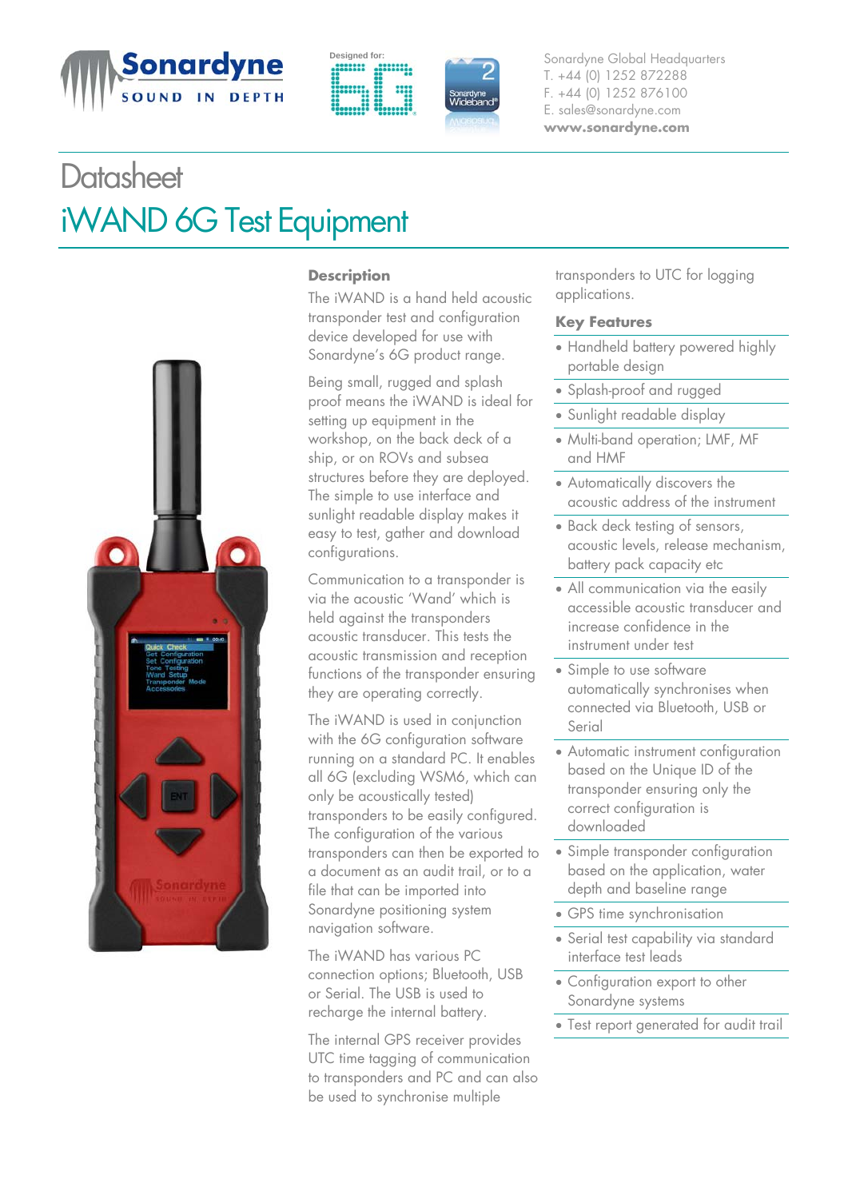Sonardyne Global Headquarters
T. +44 (0) 1252 872288
F. +44 (0) 1252 876100
E. sales@sonardyne.com
**www.sonardyne.com**

# Datasheet

# iWAND 6G Test Equipment

## Description

The iWAND is a hand held acoustic transponder test and configuration device developed for use with Sonardyne's 6G product range.

Being small, rugged and splash proof means the iWAND is ideal for setting up equipment in the workshop, on the back deck of a ship, or on ROVs and subsea structures before they are deployed. The simple to use interface and sunlight readable display makes it easy to test, gather and download configurations.

Communication to a transponder is via the acoustic 'Wand' which is held against the transponders acoustic transducer. This tests the acoustic transmission and reception functions of the transponder ensuring they are operating correctly.

The iWAND is used in conjunction with the 6G configuration software running on a standard PC. It enables all 6G (excluding WSM6, which can only be acoustically tested) transponders to be easily configured. The configuration of the various transponders can then be exported to a document as an audit trail, or to a file that can be imported into Sonardyne positioning system navigation software.

The iWAND has various PC connection options; Bluetooth, USB or Serial. The USB is used to recharge the internal battery.

The internal GPS receiver provides UTC time tagging of communication to transponders and PC and can also be used to synchronise multiple transponders to UTC for logging applications.

## Key Features

- Handheld battery powered highly portable design
- Splash-proof and rugged
- Sunlight readable display
- Multi-band operation; LMF, MF and HMF
- Automatically discovers the acoustic address of the instrument
- Back deck testing of sensors, acoustic levels, release mechanism, battery pack capacity etc
- All communication via the easily accessible acoustic transducer and increase confidence in the instrument under test
- Simple to use software automatically synchronises when connected via Bluetooth, USB or Serial
- Automatic instrument configuration based on the Unique ID of the transponder ensuring only the correct configuration is downloaded
- Simple transponder configuration based on the application, water depth and baseline range
- GPS time synchronisation
- Serial test capability via standard interface test leads
- Configuration export to other Sonardyne systems
- Test report generated for audit trail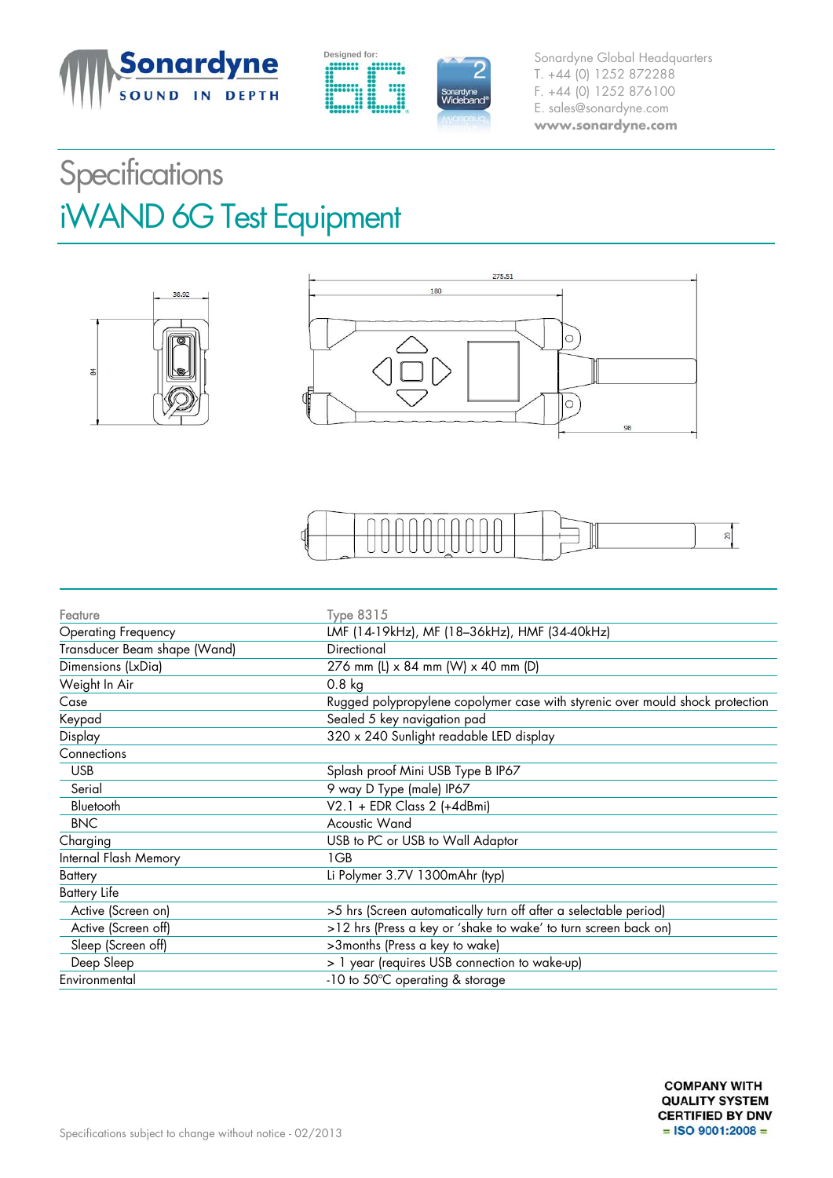# Specifications

## iWAND 6G Test Equipment

38.92

84

275.51

180

98

20

| Feature | Type 8315 |
|---|---|
| Operating Frequency | LMF (14-19kHz), MF (18–36kHz), HMF (34-40kHz) |
| Transducer Beam shape (Wand) | Directional |
| Dimensions (LxDia) | 276 mm (L) x 84 mm (W) x 40 mm (D) |
| Weight In Air | 0.8 kg |
| Case | Rugged polypropylene copolymer case with styrenic over mould shock protection |
| Keypad | Sealed 5 key navigation pad |
| Display | 320 x 240 Sunlight readable LED display |
| Connections | |
| USB | Splash proof Mini USB Type B IP67 |
| Serial | 9 way D Type (male) IP67 |
| Bluetooth | V2.1 + EDR Class 2 (+4dBmi) |
| BNC | Acoustic Wand |
| Charging | USB to PC or USB to Wall Adaptor |
| Internal Flash Memory | 1GB |
| Battery | Li Polymer 3.7V 1300mAhr (typ) |
| Battery Life | |
| Active (Screen on) | >5 hrs (Screen automatically turn off after a selectable period) |
| Active (Screen off) | >12 hrs (Press a key or ‘shake to wake’ to turn screen back on) |
| Sleep (Screen off) | >3months (Press a key to wake) |
| Deep Sleep | > 1 year (requires USB connection to wake-up) |
| Environmental | -10 to 50°C operating & storage |

Specifications subject to change without notice - 02/2013

**COMPANY WITH QUALITY SYSTEM CERTIFIED BY DNV = ISO 9001:2008 =**